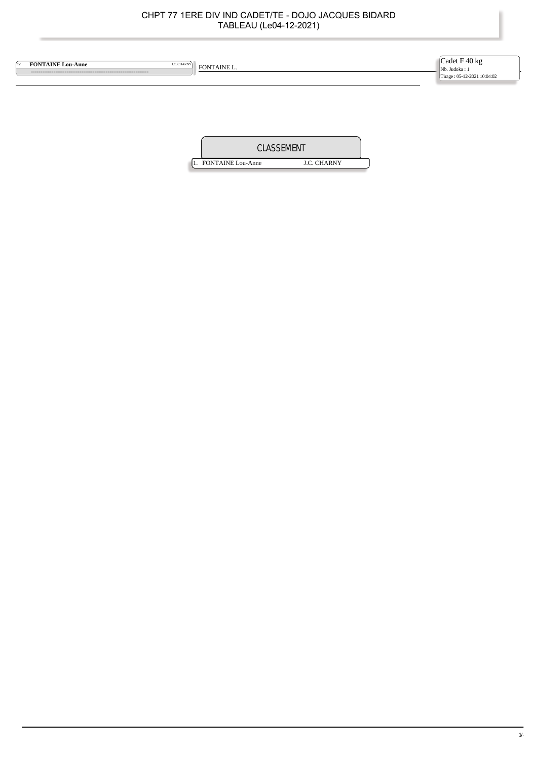# CHPT 77 1ERE DIV IND CADET/TE - DOJO JACQUES BIDARD
## TABLEAU (Le04-12-2021)

CV **FONTAINE Lou-Anne** J.C. CHARNY

------------------------------------------------------------

FONTAINE L.

Cadet F 40 kg
Nb. Judoka : 1
Tirage : 05-12-2021 10:04:02

## CLASSEMENT

| | | |
|---|---|---|
| 1. | FONTAINE Lou-Anne | J.C. CHARNY |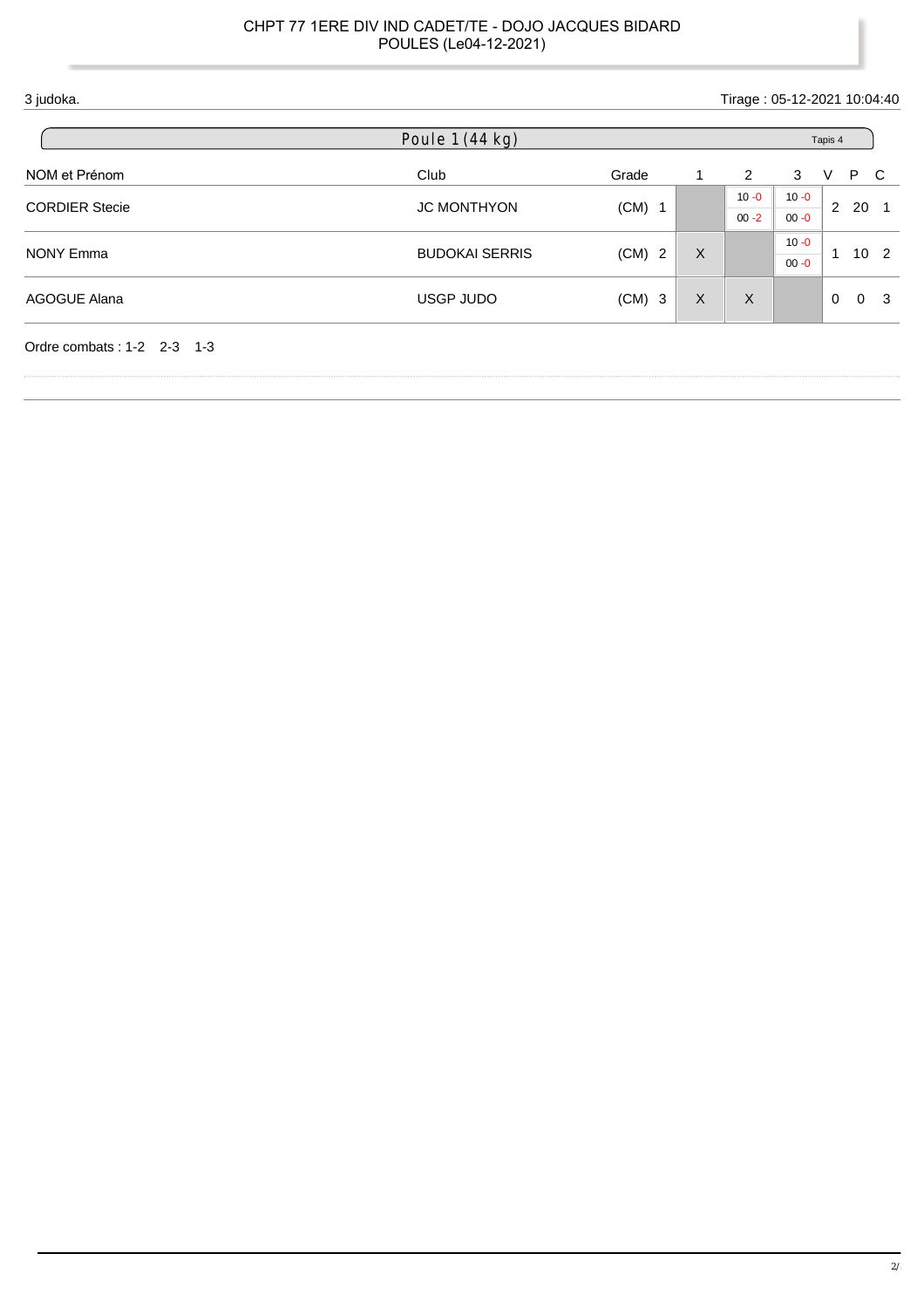CHPT 77 1ERE DIV IND CADET/TE - DOJO JACQUES BIDARD
POULES (Le04-12-2021)

3 judoka.

Tirage : 05-12-2021 10:04:40

## Poule 1 (44 kg)

Tapis 4

| NOM et Prénom | Club | Grade | 1 | 2 | 3 | V | P | C |
|---|---|---|---|---|---|---|---|---|
| CORDIER Stecie | JC MONTHYON | (CM) 1 | | 10 -0 / 00 -2 | 10 -0 / 00 -0 | 2 | 20 | 1 |
| NONY Emma | BUDOKAI SERRIS | (CM) 2 | X | | 10 -0 / 00 -0 | 1 | 10 | 2 |
| AGOGUE Alana | USGP JUDO | (CM) 3 | X | X | | 0 | 0 | 3 |

Ordre combats : 1-2 2-3 1-3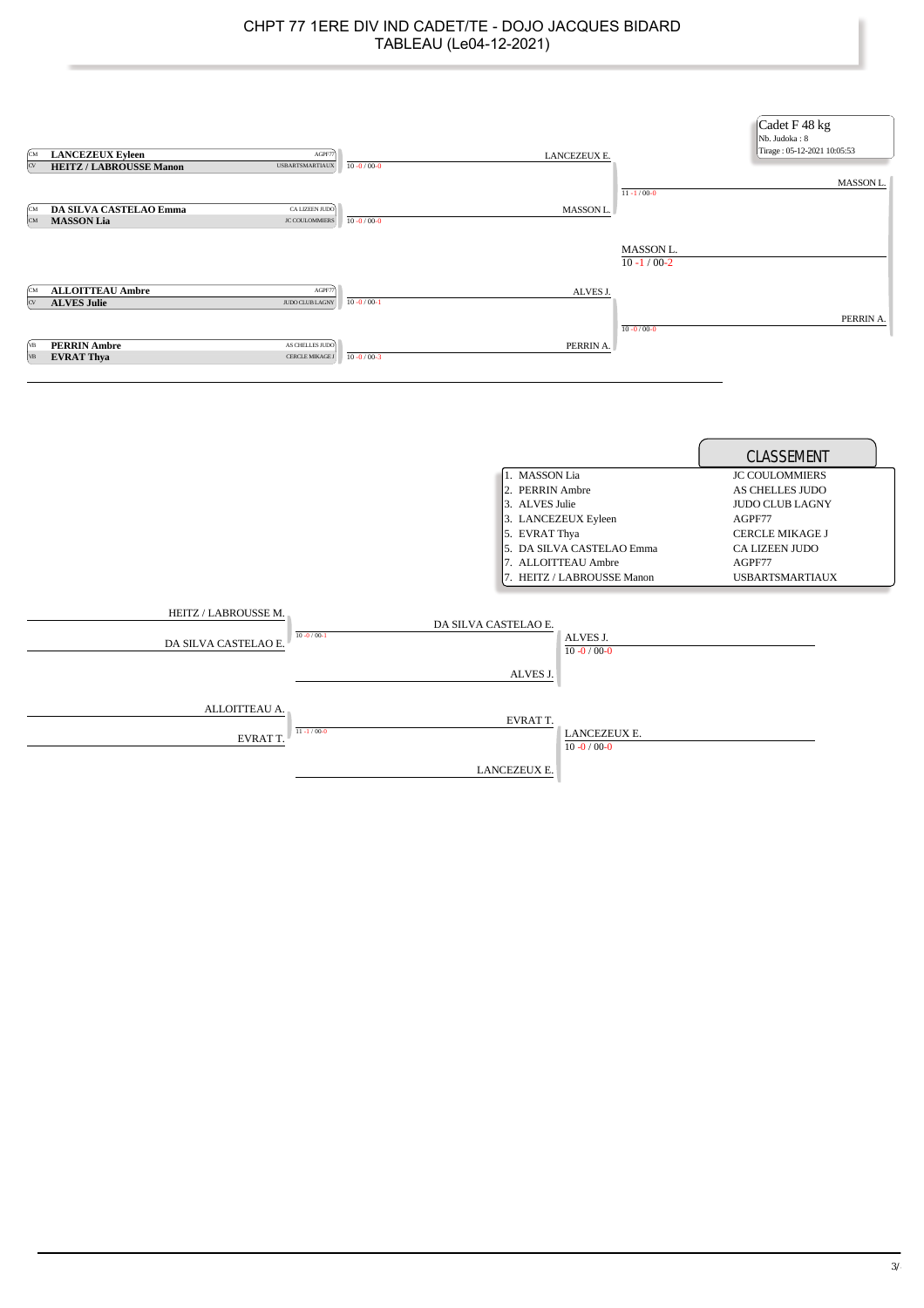# CHPT 77 1ERE DIV IND CADET/TE - DOJO JACQUES BIDARD
## TABLEAU (Le04-12-2021)

**Cadet F 48 kg**
Nb. Judoka : 8
Tirage : 05-12-2021 10:05:53

### Tableau principal

| Grade | Nom | Club | Score | Vainqueur |
|---|---|---|---|---|
| CM | **LANCEZEUX Eyleen** | AGPF77 | | |
| CV | **HEITZ / LABROUSSE Manon** | USBARTSMARTIAUX | 10 -0 / 00-0 | LANCEZEUX E. |
| CM | **DA SILVA CASTELAO Emma** | CA LIZEEN JUDO | | |
| CM | **MASSON Lia** | JC COULOMMIERS | 10 -0 / 00-0 | MASSON L. |
| CM | **ALLOITTEAU Ambre** | AGPF77 | | |
| CV | **ALVES Julie** | JUDO CLUB LAGNY | 10 -0 / 00-1 | ALVES J. |
| VB | **PERRIN Ambre** | AS CHELLES JUDO | | |
| VB | **EVRAT Thya** | CERCLE MIKAGE J | 10 -0 / 00-3 | PERRIN A. |

Demi-finales :
- LANCEZEUX E. / MASSON L. : 11 -1 / 00-0 → MASSON L.
- ALVES J. / PERRIN A. : 10 -0 / 00-0 → PERRIN A.

Finale :
- MASSON L. / PERRIN A. : 10 -1 / 00-2 → MASSON L.

### CLASSEMENT

| Classement | Nom | Club |
|---|---|---|
| 1. | MASSON Lia | JC COULOMMIERS |
| 2. | PERRIN Ambre | AS CHELLES JUDO |
| 3. | ALVES Julie | JUDO CLUB LAGNY |
| 3. | LANCEZEUX Eyleen | AGPF77 |
| 5. | EVRAT Thya | CERCLE MIKAGE J |
| 5. | DA SILVA CASTELAO Emma | CA LIZEEN JUDO |
| 7. | ALLOITTEAU Ambre | AGPF77 |
| 7. | HEITZ / LABROUSSE Manon | USBARTSMARTIAUX |

### Repêchages

- HEITZ / LABROUSSE M. / DA SILVA CASTELAO E. : 10 -0 / 00-1 → DA SILVA CASTELAO E.
- DA SILVA CASTELAO E. / ALVES J. : 10 -0 / 00-0 → ALVES J.
- ALLOITTEAU A. / EVRAT T. : 11 -1 / 00-0 → EVRAT T.
- EVRAT T. / LANCEZEUX E. : 10 -0 / 00-0 → LANCEZEUX E.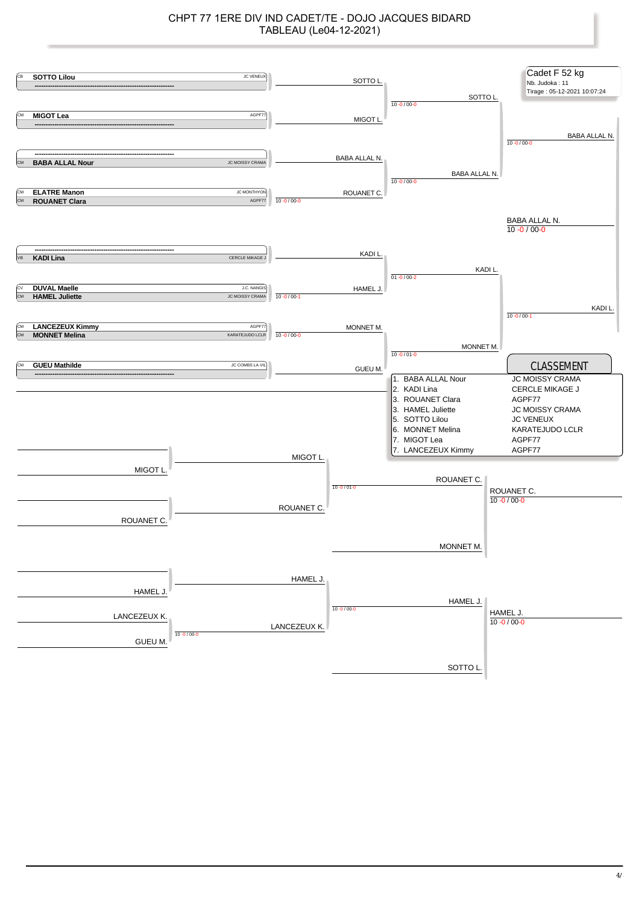# CHPT 77 1ERE DIV IND CADET/TE - DOJO JACQUES BIDARD
## TABLEAU (Le04-12-2021)

**Cadet F 52 kg**
Nb. Judoka : 11
Tirage : 05-12-2021 10:07:24

### Tableau principal

| Catégorie | Judoka | Club |
|---|---|---|
| CB | **SOTTO Lilou** | JC VENEUX |
| | ---------------- | |
| CM | **MIGOT Lea** | AGPF77 |
| | ---------------- | |
| | ---------------- | |
| CM | **BABA ALLAL Nour** | JC MOISSY CRAMA |
| CM | **ELATRE Manon** | JC MONTHYON |
| CM | **ROUANET Clara** | AGPF77 |
| | ---------------- | |
| VB | **KADI Lina** | CERCLE MIKAGE J |
| CV | **DUVAL Maelle** | J.C. NANGIS |
| CM | **HAMEL Juliette** | JC MOISSY CRAMA |
| CM | **LANCEZEUX Kimmy** | AGPF77 |
| CM | **MONNET Melina** | KARATEJUDO LCLR |
| CM | **GUEU Mathilde** | JC COMBS LA VIL |
| | ---------------- | |

Premier tour :
- ELATRE Manon / ROUANET Clara : ROUANET C. — 10 -0 / 00-0
- DUVAL Maelle / HAMEL Juliette : HAMEL J. — 10 -0 / 00-1
- LANCEZEUX Kimmy / MONNET Melina : MONNET M. — 10 -0 / 00-0

Deuxième tour :
- SOTTO L. / MIGOT L. : SOTTO L. — 10 -0 / 00-0
- BABA ALLAL N. / ROUANET C. : BABA ALLAL N. — 10 -0 / 00-0
- KADI L. / HAMEL J. : KADI L. — 01 -0 / 00-2
- MONNET M. / GUEU M. : MONNET M. — 10 -0 / 01-0

Demi-finales :
- SOTTO L. / BABA ALLAL N. : BABA ALLAL N. — 10 -0 / 00-0
- KADI L. / MONNET M. : KADI L. — 10 -0 / 00-1

Finale :
- BABA ALLAL N. / KADI L. : BABA ALLAL N. — 10 -0 / 00-0

### CLASSEMENT

| Rang | Judoka | Club |
|---|---|---|
| 1. | BABA ALLAL Nour | JC MOISSY CRAMA |
| 2. | KADI Lina | CERCLE MIKAGE J |
| 3. | ROUANET Clara | AGPF77 |
| 3. | HAMEL Juliette | JC MOISSY CRAMA |
| 5. | SOTTO Lilou | JC VENEUX |
| 6. | MONNET Melina | KARATEJUDO LCLR |
| 7. | MIGOT Lea | AGPF77 |
| 7. | LANCEZEUX Kimmy | AGPF77 |

### Repêchages

Repêchage 1 :
- MIGOT L. / ROUANET C. : ROUANET C. — 10 -0 / 01-0
- ROUANET C. / MONNET M. : ROUANET C. — 10 -0 / 00-0

Repêchage 2 :
- LANCEZEUX K. / GUEU M. : LANCEZEUX K. — 10 -0 / 00-0
- HAMEL J. / LANCEZEUX K. : HAMEL J. — 10 -0 / 00-0
- HAMEL J. / SOTTO L. : HAMEL J. — 10 -0 / 00-0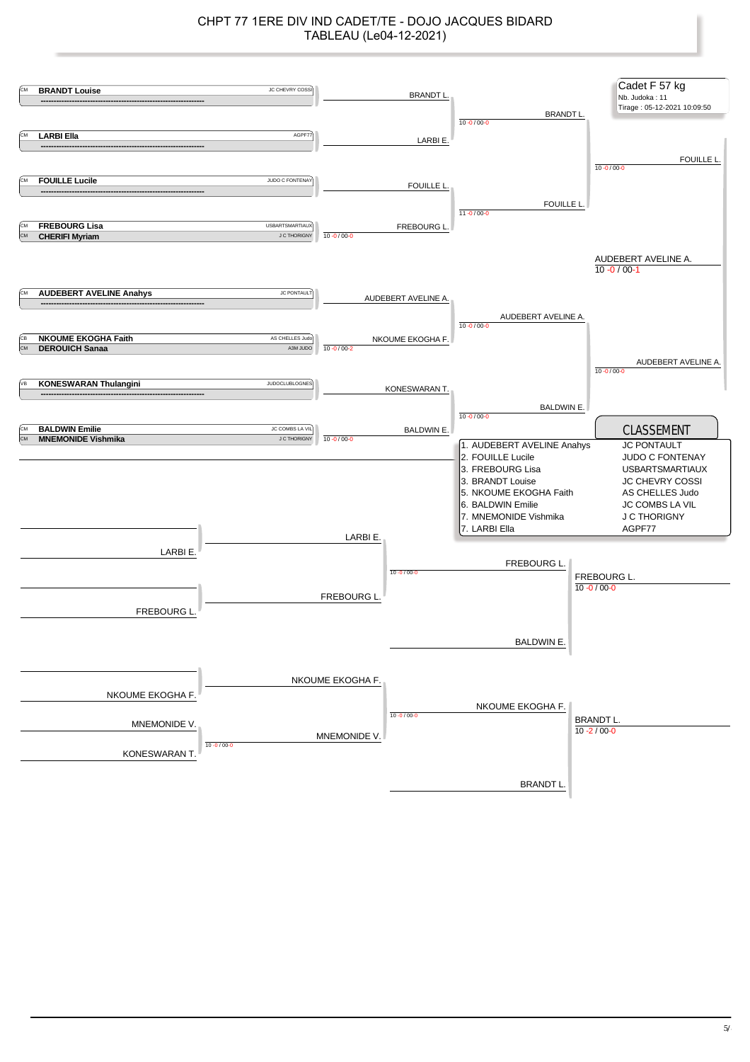# CHPT 77 1ERE DIV IND CADET/TE - DOJO JACQUES BIDARD
## TABLEAU (Le04-12-2021)

**Cadet F 57 kg**
Nb. Judoka : 11
Tirage : 05-12-2021 10:09:50

### Tableau principal

| Cat. | Judoka | Club |
|---|---|---|
| CM | **BRANDT Louise** | JC CHEVRY COSSI |
| CM | **LARBI Ella** | AGPF77 |
| CM | **FOUILLE Lucile** | JUDO C FONTENAY |
| CM | **FREBOURG Lisa** | USBARTSMARTIAUX |
| CM | **CHERIFI Myriam** | J C THORIGNY |
| CM | **AUDEBERT AVELINE Anahys** | JC PONTAULT |
| CB | **NKOUME EKOGHA Faith** | AS CHELLES Judo |
| CM | **DEROUICH Sanaa** | A3M JUDO |
| VB | **KONESWARAN Thulangini** | JUDOCLUBLOGNES |
| CM | **BALDWIN Emilie** | JC COMBS LA VIL |
| CM | **MNEMONIDE Vishmika** | J C THORIGNY |

Premier tour :
- FREBOURG L. (10 -0 / 00-0) contre CHERIFI M.
- NKOUME EKOGHA F. (10 -0 / 00-2) contre DEROUICH S.
- BALDWIN E. (10 -0 / 00-0) contre MNEMONIDE V.

Tour suivant :
- BRANDT L. – LARBI E. : BRANDT L. (10 -0 / 00-0)
- FOUILLE L. – FREBOURG L. : FOUILLE L. (11 -0 / 00-0)
- AUDEBERT AVELINE A. – NKOUME EKOGHA F. : AUDEBERT AVELINE A. (10 -0 / 00-0)
- KONESWARAN T. – BALDWIN E. : BALDWIN E. (10 -0 / 00-0)

Demi-finales :
- BRANDT L. – FOUILLE L. : FOUILLE L. (10 -0 / 00-0)
- AUDEBERT AVELINE A. – BALDWIN E. : AUDEBERT AVELINE A. (10 -0 / 00-0)

Finale :
- FOUILLE L. – AUDEBERT AVELINE A. : **AUDEBERT AVELINE A.** (10 -0 / 00-1)

### Repêchages

- LARBI E. – FREBOURG L. : FREBOURG L. (10 -0 / 00-0)
- FREBOURG L. – BALDWIN E. : **FREBOURG L.** (10 -0 / 00-0)
- MNEMONIDE V. – KONESWARAN T. : MNEMONIDE V. (10 -0 / 00-0)
- NKOUME EKOGHA F. – MNEMONIDE V. : NKOUME EKOGHA F. (10 -0 / 00-0)
- NKOUME EKOGHA F. – BRANDT L. : **BRANDT L.** (10 -2 / 00-0)

### CLASSEMENT

| Rang | Judoka | Club |
|---|---|---|
| 1. | AUDEBERT AVELINE Anahys | JC PONTAULT |
| 2. | FOUILLE Lucile | JUDO C FONTENAY |
| 3. | FREBOURG Lisa | USBARTSMARTIAUX |
| 3. | BRANDT Louise | JC CHEVRY COSSI |
| 5. | NKOUME EKOGHA Faith | AS CHELLES Judo |
| 6. | BALDWIN Emilie | JC COMBS LA VIL |
| 7. | MNEMONIDE Vishmika | J C THORIGNY |
| 7. | LARBI Ella | AGPF77 |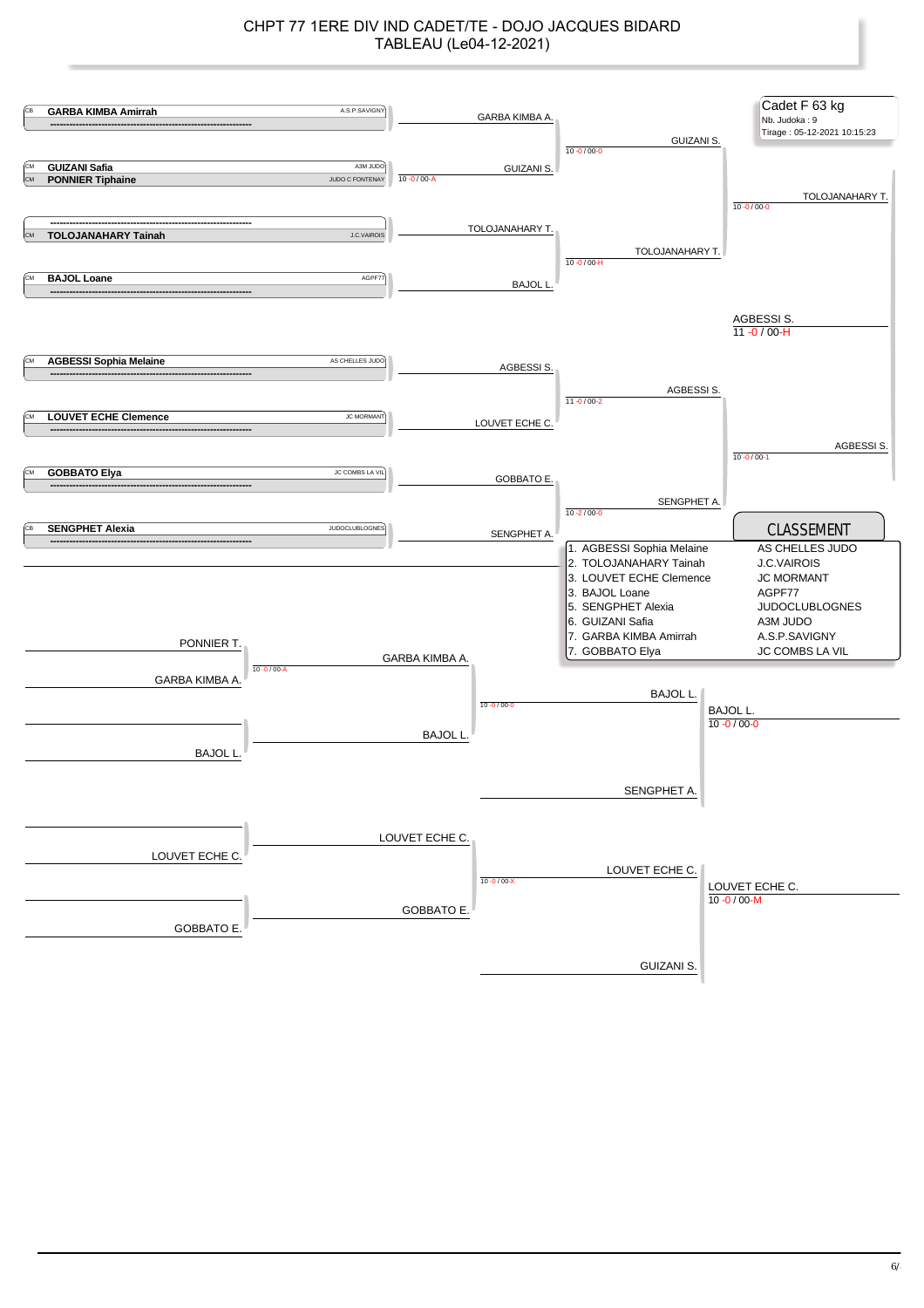# CHPT 77 1ERE DIV IND CADET/TE - DOJO JACQUES BIDARD
## TABLEAU (Le04-12-2021)

**Cadet F 63 kg**
Nb. Judoka : 9
Tirage : 05-12-2021 10:15:23

### Tableau principal

| Catégorie | Nom | Club |
|---|---|---|
| CB | GARBA KIMBA Amirrah | A.S.P.SAVIGNY |
| CM | GUIZANI Safia | A3M JUDO |
| CM | PONNIER Tiphaine | JUDO C FONTENAY |
| CM | TOLOJANAHARY Tainah | J.C.VAIROIS |
| CM | BAJOL Loane | AGPF77 |
| CM | AGBESSI Sophia Melaine | AS CHELLES JUDO |
| CM | LOUVET ECHE Clemence | JC MORMANT |
| CM | GOBBATO Elya | JC COMBS LA VIL |
| CB | SENGPHET Alexia | JUDOCLUBLOGNES |

**Combat préliminaire :** GUIZANI S. bat PONNIER T. — 10 -0 / 00-A

**1er tour :**
- GARBA KIMBA A. / GUIZANI S. → GUIZANI S. — 10 -0 / 00-0
- TOLOJANAHARY T. / BAJOL L. → TOLOJANAHARY T. — 10 -0 / 00-H
- AGBESSI S. / LOUVET ECHE C. → AGBESSI S. — 11 -0 / 00-2
- GOBBATO E. / SENGPHET A. → SENGPHET A. — 10 -2 / 00-0

**Demi-finales :**
- GUIZANI S. / TOLOJANAHARY T. → TOLOJANAHARY T. — 10 -0 / 00-0
- AGBESSI S. / SENGPHET A. → AGBESSI S. — 10 -0 / 00-1

**Finale :** AGBESSI S. — 11 -0 / 00-H

### Repêchages

- PONNIER T. / GARBA KIMBA A. → GARBA KIMBA A. — 10 -0 / 00-A
- GARBA KIMBA A. / BAJOL L. → BAJOL L. — 10 -0 / 00-0
- BAJOL L. / SENGPHET A. → BAJOL L. — 10 -0 / 00-0
- LOUVET ECHE C. / GOBBATO E. → LOUVET ECHE C. — 10 -0 / 00-X
- LOUVET ECHE C. / GUIZANI S. → LOUVET ECHE C. — 10 -0 / 00-M

### CLASSEMENT

| Place | Nom | Club |
|---|---|---|
| 1. | AGBESSI Sophia Melaine | AS CHELLES JUDO |
| 2. | TOLOJANAHARY Tainah | J.C.VAIROIS |
| 3. | LOUVET ECHE Clemence | JC MORMANT |
| 3. | BAJOL Loane | AGPF77 |
| 5. | SENGPHET Alexia | JUDOCLUBLOGNES |
| 6. | GUIZANI Safia | A3M JUDO |
| 7. | GARBA KIMBA Amirrah | A.S.P.SAVIGNY |
| 7. | GOBBATO Elya | JC COMBS LA VIL |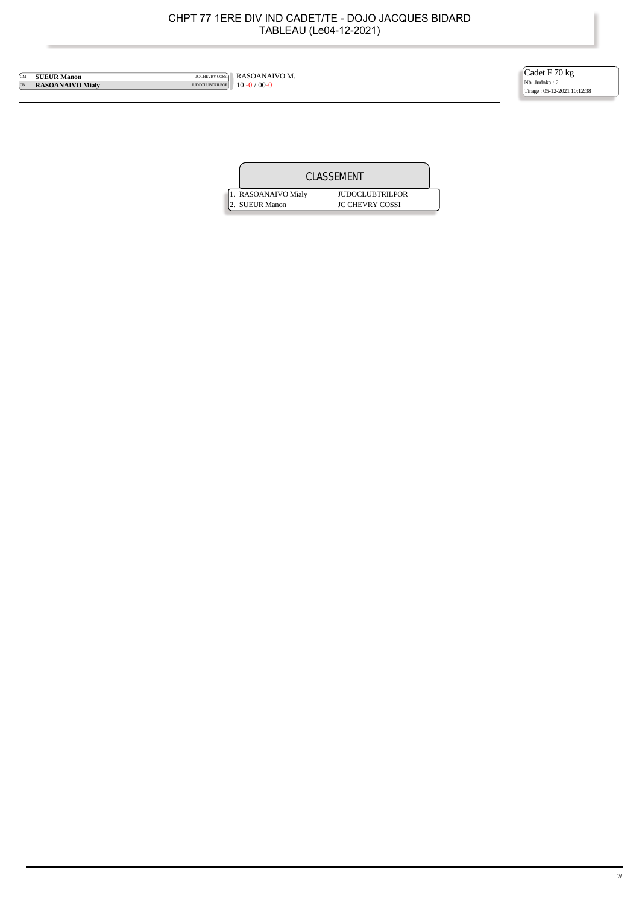# CHPT 77 1ERE DIV IND CADET/TE - DOJO JACQUES BIDARD
TABLEAU (Le04-12-2021)

**Cadet F 70 kg**
Nb. Judoka : 2
Tirage : 05-12-2021 10:12:38

| | Nom | Club | Résultat |
|---|---|---|---|
| CM | **SUEUR Manon** | JC CHEVRY COSSI | RASOANAIVO M. |
| CB | **RASOANAIVO Mialy** | JUDOCLUBTRILPOR | 10 -0 / 00-0 |

## CLASSEMENT

| Rang | Nom | Club |
|---|---|---|
| 1. | RASOANAIVO Mialy | JUDOCLUBTRILPOR |
| 2. | SUEUR Manon | JC CHEVRY COSSI |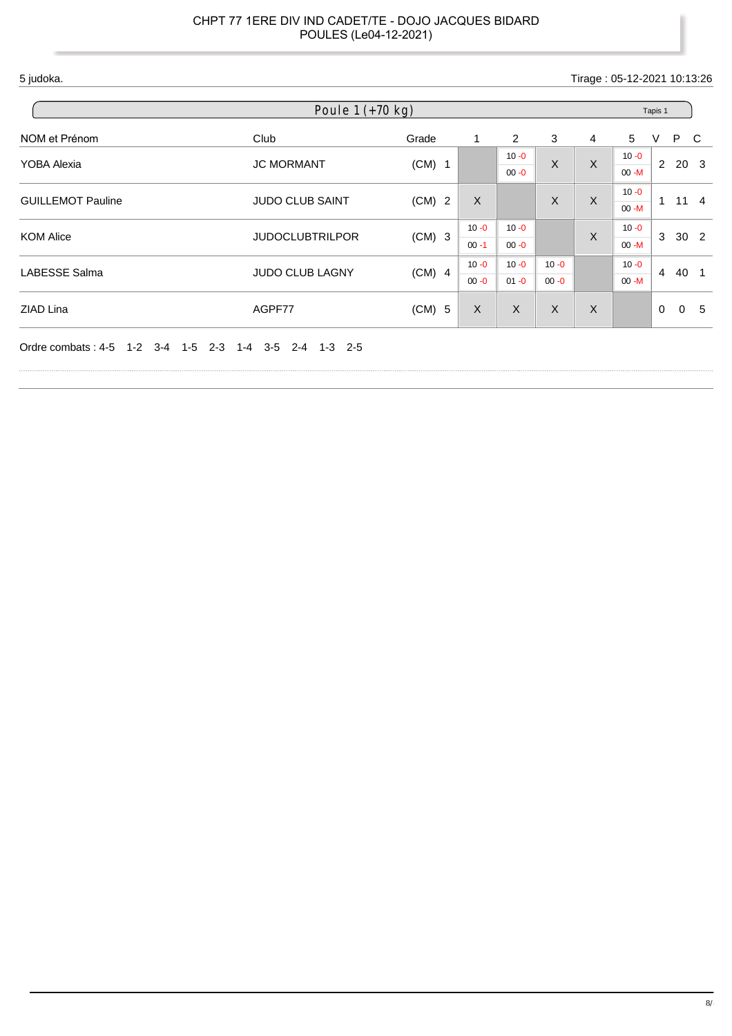CHPT 77 1ERE DIV IND CADET/TE - DOJO JACQUES BIDARD
POULES (Le04-12-2021)

5 judoka.

Tirage : 05-12-2021 10:13:26

## Poule 1 (+70 kg)

Tapis 1

| NOM et Prénom | Club | Grade | 1 | 2 | 3 | 4 | 5 | V | P | C |
|---|---|---|---|---|---|---|---|---|---|---|
| YOBA Alexia | JC MORMANT | (CM) 1 | | 10 -0 / 00 -0 | X | X | 10 -0 / 00 -M | 2 | 20 | 3 |
| GUILLEMOT Pauline | JUDO CLUB SAINT | (CM) 2 | X | | X | X | 10 -0 / 00 -M | 1 | 11 | 4 |
| KOM Alice | JUDOCLUBTRILPOR | (CM) 3 | 10 -0 / 00 -1 | 10 -0 / 00 -0 | | X | 10 -0 / 00 -M | 3 | 30 | 2 |
| LABESSE Salma | JUDO CLUB LAGNY | (CM) 4 | 10 -0 / 00 -0 | 10 -0 / 01 -0 | 10 -0 / 00 -0 | | 10 -0 / 00 -M | 4 | 40 | 1 |
| ZIAD Lina | AGPF77 | (CM) 5 | X | X | X | X | | 0 | 0 | 5 |

Ordre combats : 4-5 1-2 3-4 1-5 2-3 1-4 3-5 2-4 1-3 2-5